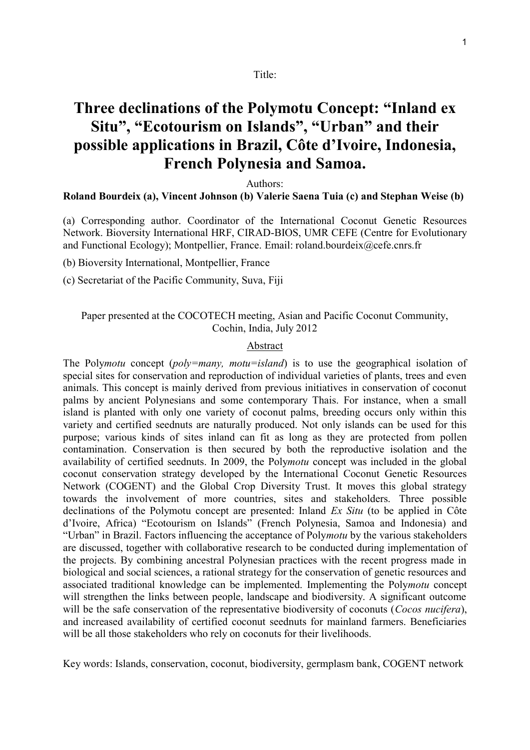Title:

# Three declinations of the Polymotu Concept: "Inland ex Situ", "Ecotourism on Islands", "Urban" and their possible applications in Brazil, Côte d'Ivoire, Indonesia, French Polynesia and Samoa.

Authors:

**Roland Bourdeix (a), Vincent Johnson (b) Valerie Saena Tuia (c) and Stephan Weise (b)**

(a) Corresponding author. Coordinator of the International Coconut Genetic Resources Network. Bioversity International HRF, CIRAD-BIOS, UMR CEFE (Centre for Evolutionary and Functional Ecology); Montpellier, France. Email: roland.bourdeix@cefe.cnrs.fr

(b) Bioversity International, Montpellier, France

(c) Secretariat of the Pacific Community, Suva, Fiji

Paper presented at the COCOTECH meeting, Asian and Pacific Coconut Community, Cochin, India, July 2012

## Abstract

The Poly*motu* concept (*poly=many, motu=island*) is to use the geographical isolation of special sites for conservation and reproduction of individual varieties of plants, trees and even animals. This concept is mainly derived from previous initiatives in conservation of coconut palms by ancient Polynesians and some contemporary Thais. For instance, when a small island is planted with only one variety of coconut palms, breeding occurs only within this variety and certified seednuts are naturally produced. Not only islands can be used for this purpose; various kinds of sites inland can fit as long as they are protected from pollen contamination. Conservation is then secured by both the reproductive isolation and the availability of certified seednuts. In 2009, the Poly*motu* concept was included in the global coconut conservation strategy developed by the International Coconut Genetic Resources Network (COGENT) and the Global Crop Diversity Trust. It moves this global strategy towards the involvement of more countries, sites and stakeholders. Three possible declinations of the Polymotu concept are presented: Inland *Ex Situ* (to be applied in Côte d'Ivoire, Africa) "Ecotourism on Islands" (French Polynesia, Samoa and Indonesia) and "Urban" in Brazil. Factors influencing the acceptance of Poly*motu* by the various stakeholders are discussed, together with collaborative research to be conducted during implementation of the projects. By combining ancestral Polynesian practices with the recent progress made in biological and social sciences, a rational strategy for the conservation of genetic resources and associated traditional knowledge can be implemented. Implementing the Poly*motu* concept will strengthen the links between people, landscape and biodiversity. A significant outcome will be the safe conservation of the representative biodiversity of coconuts (*Cocos nucifera*), and increased availability of certified coconut seednuts for mainland farmers. Beneficiaries will be all those stakeholders who rely on coconuts for their livelihoods.

Key words: Islands, conservation, coconut, biodiversity, germplasm bank, COGENT network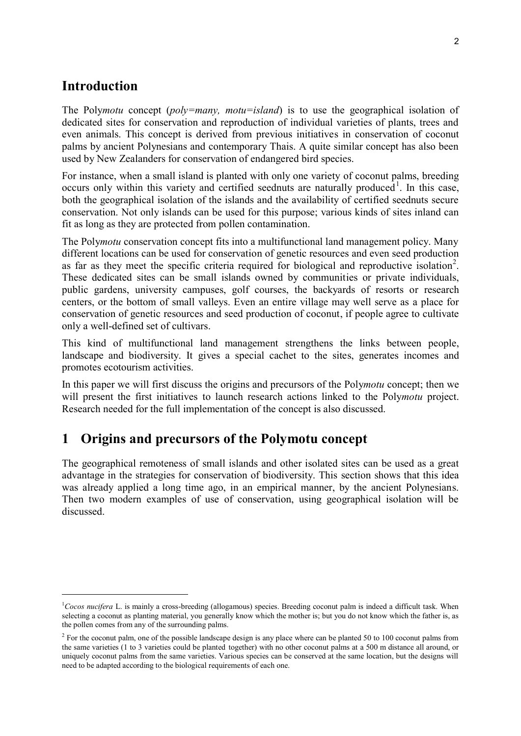## Introduction

The Poly*motu* concept (*poly=many, motu=island*) is to use the geographical isolation of dedicated sites for conservation and reproduction of individual varieties of plants, trees and even animals. This concept is derived from previous initiatives in conservation of coconut palms by ancient Polynesians and contemporary Thais. A quite similar concept has also been used by New Zealanders for conservation of endangered bird species.

For instance, when a small island is planted with only one variety of coconut palms, breeding occurs only within this variety and certified seednuts are naturally produced[1]. In this case, both the geographical isolation of the islands and the availability of certified seednuts secure conservation. Not only islands can be used for this purpose; various kinds of sites inland can fit as long as they are protected from pollen contamination.

The Poly*motu* conservation concept fits into a multifunctional land management policy. Many different locations can be used for conservation of genetic resources and even seed production as far as they meet the specific criteria required for biological and reproductive isolation[2]. These dedicated sites can be small islands owned by communities or private individuals, public gardens, university campuses, golf courses, the backyards of resorts or research centers, or the bottom of small valleys. Even an entire village may well serve as a place for conservation of genetic resources and seed production of coconut, if people agree to cultivate only a well-defined set of cultivars.

This kind of multifunctional land management strengthens the links between people, landscape and biodiversity. It gives a special cachet to the sites, generates incomes and promotes ecotourism activities.

In this paper we will first discuss the origins and precursors of the Poly*motu* concept; then we will present the first initiatives to launch research actions linked to the Poly*motu* project. Research needed for the full implementation of the concept is also discussed.

## 1 Origins and precursors of the Polymotu concept

The geographical remoteness of small islands and other isolated sites can be used as a great advantage in the strategies for conservation of biodiversity. This section shows that this idea was already applied a long time ago, in an empirical manner, by the ancient Polynesians. Then two modern examples of use of conservation, using geographical isolation will be discussed.

---

[1] *Cocos nucifera* L. is mainly a cross-breeding (allogamous) species. Breeding coconut palm is indeed a difficult task. When selecting a coconut as planting material, you generally know which the mother is; but you do not know which the father is, as the pollen comes from any of the surrounding palms.

[2] For the coconut palm, one of the possible landscape design is any place where can be planted 50 to 100 coconut palms from the same varieties (1 to 3 varieties could be planted together) with no other coconut palms at a 500 m distance all around, or uniquely coconut palms from the same varieties. Various species can be conserved at the same location, but the designs will need to be adapted according to the biological requirements of each one.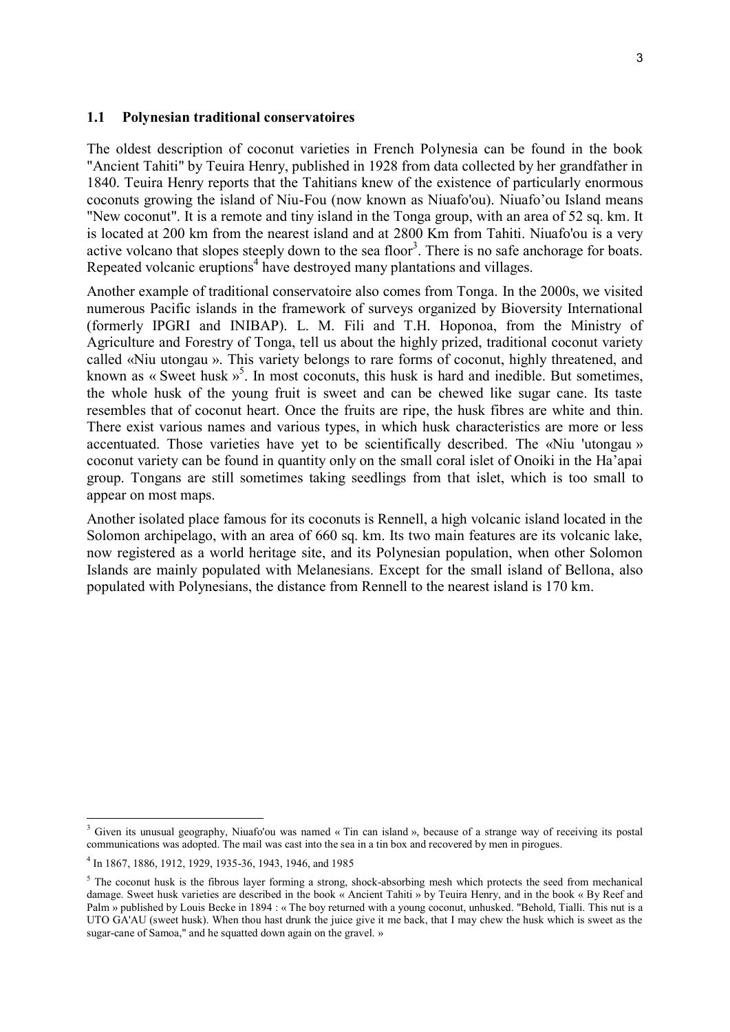### 1.1 Polynesian traditional conservatoires

The oldest description of coconut varieties in French Polynesia can be found in the book "Ancient Tahiti" by Teuira Henry, published in 1928 from data collected by her grandfather in 1840. Teuira Henry reports that the Tahitians knew of the existence of particularly enormous coconuts growing the island of Niu-Fou (now known as Niuafo'ou). Niuafo'ou Island means "New coconut". It is a remote and tiny island in the Tonga group, with an area of 52 sq. km. It is located at 200 km from the nearest island and at 2800 Km from Tahiti. Niuafo'ou is a very active volcano that slopes steeply down to the sea floor[3]. There is no safe anchorage for boats. Repeated volcanic eruptions[4] have destroyed many plantations and villages.

Another example of traditional conservatoire also comes from Tonga. In the 2000s, we visited numerous Pacific islands in the framework of surveys organized by Bioversity International (formerly IPGRI and INIBAP). L. M. Fili and T.H. Hoponoa, from the Ministry of Agriculture and Forestry of Tonga, tell us about the highly prized, traditional coconut variety called «Niu utongau ». This variety belongs to rare forms of coconut, highly threatened, and known as « Sweet husk »[5]. In most coconuts, this husk is hard and inedible. But sometimes, the whole husk of the young fruit is sweet and can be chewed like sugar cane. Its taste resembles that of coconut heart. Once the fruits are ripe, the husk fibres are white and thin. There exist various names and various types, in which husk characteristics are more or less accentuated. Those varieties have yet to be scientifically described. The «Niu 'utongau » coconut variety can be found in quantity only on the small coral islet of Onoiki in the Ha'apai group. Tongans are still sometimes taking seedlings from that islet, which is too small to appear on most maps.

Another isolated place famous for its coconuts is Rennell, a high volcanic island located in the Solomon archipelago, with an area of 660 sq. km. Its two main features are its volcanic lake, now registered as a world heritage site, and its Polynesian population, when other Solomon Islands are mainly populated with Melanesians. Except for the small island of Bellona, also populated with Polynesians, the distance from Rennell to the nearest island is 170 km.

---

[3] Given its unusual geography, Niuafo'ou was named « Tin can island », because of a strange way of receiving its postal communications was adopted. The mail was cast into the sea in a tin box and recovered by men in pirogues.

[4] In 1867, 1886, 1912, 1929, 1935-36, 1943, 1946, and 1985

[5] The coconut husk is the fibrous layer forming a strong, shock-absorbing mesh which protects the seed from mechanical damage. Sweet husk varieties are described in the book « Ancient Tahiti » by Teuira Henry, and in the book « By Reef and Palm » published by Louis Becke in 1894 : « The boy returned with a young coconut, unhusked. "Behold, Tialli. This nut is a UTO GA'AU (sweet husk). When thou hast drunk the juice give it me back, that I may chew the husk which is sweet as the sugar-cane of Samoa," and he squatted down again on the gravel. »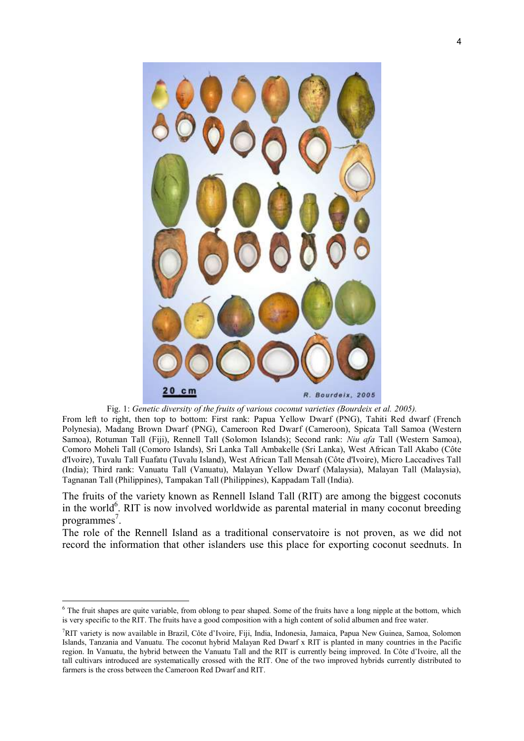Fig. 1: *Genetic diversity of the fruits of various coconut varieties (Bourdeix et al. 2005).*

From left to right, then top to bottom: First rank: Papua Yellow Dwarf (PNG), Tahiti Red dwarf (French Polynesia), Madang Brown Dwarf (PNG), Cameroon Red Dwarf (Cameroon), Spicata Tall Samoa (Western Samoa), Rotuman Tall (Fiji), Rennell Tall (Solomon Islands); Second rank: *Niu afa* Tall (Western Samoa), Comoro Moheli Tall (Comoro Islands), Sri Lanka Tall Ambakelle (Sri Lanka), West African Tall Akabo (Côte d'Ivoire), Tuvalu Tall Fuafatu (Tuvalu Island), West African Tall Mensah (Côte d'Ivoire), Micro Laccadives Tall (India); Third rank: Vanuatu Tall (Vanuatu), Malayan Yellow Dwarf (Malaysia), Malayan Tall (Malaysia), Tagnanan Tall (Philippines), Tampakan Tall (Philippines), Kappadam Tall (India).

The fruits of the variety known as Rennell Island Tall (RIT) are among the biggest coconuts in the world[6]. RIT is now involved worldwide as parental material in many coconut breeding programmes[7].

The role of the Rennell Island as a traditional conservatoire is not proven, as we did not record the information that other islanders use this place for exporting coconut seednuts. In

---

[6] The fruit shapes are quite variable, from oblong to pear shaped. Some of the fruits have a long nipple at the bottom, which is very specific to the RIT. The fruits have a good composition with a high content of solid albumen and free water.

[7] RIT variety is now available in Brazil, Côte d'Ivoire, Fiji, India, Indonesia, Jamaica, Papua New Guinea, Samoa, Solomon Islands, Tanzania and Vanuatu. The coconut hybrid Malayan Red Dwarf x RIT is planted in many countries in the Pacific region. In Vanuatu, the hybrid between the Vanuatu Tall and the RIT is currently being improved. In Côte d'Ivoire, all the tall cultivars introduced are systematically crossed with the RIT. One of the two improved hybrids currently distributed to farmers is the cross between the Cameroon Red Dwarf and RIT.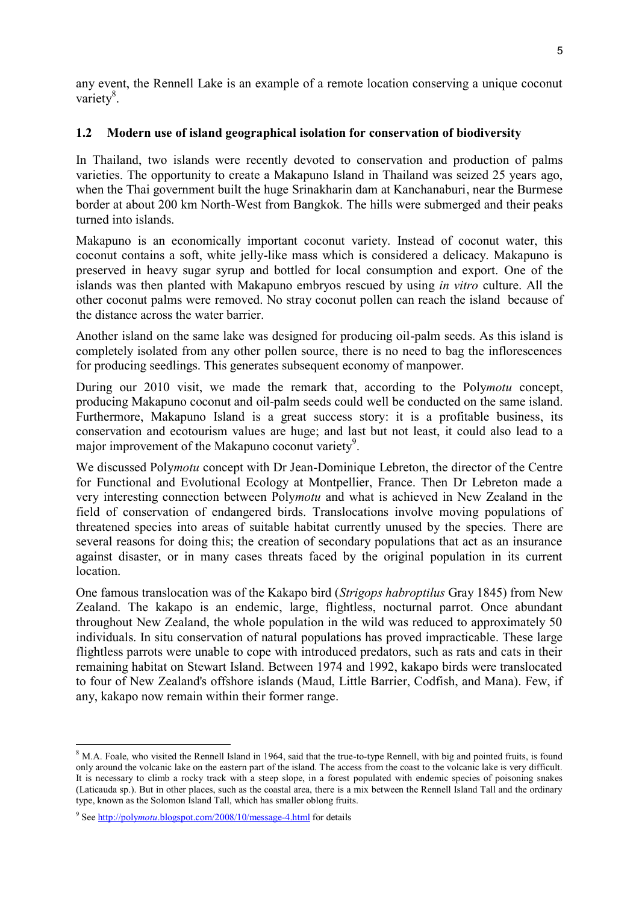any event, the Rennell Lake is an example of a remote location conserving a unique coconut variety[8].

## 1.2 Modern use of island geographical isolation for conservation of biodiversity

In Thailand, two islands were recently devoted to conservation and production of palms varieties. The opportunity to create a Makapuno Island in Thailand was seized 25 years ago, when the Thai government built the huge Srinakharin dam at Kanchanaburi, near the Burmese border at about 200 km North-West from Bangkok. The hills were submerged and their peaks turned into islands.

Makapuno is an economically important coconut variety. Instead of coconut water, this coconut contains a soft, white jelly-like mass which is considered a delicacy. Makapuno is preserved in heavy sugar syrup and bottled for local consumption and export. One of the islands was then planted with Makapuno embryos rescued by using *in vitro* culture. All the other coconut palms were removed. No stray coconut pollen can reach the island because of the distance across the water barrier.

Another island on the same lake was designed for producing oil-palm seeds. As this island is completely isolated from any other pollen source, there is no need to bag the inflorescences for producing seedlings. This generates subsequent economy of manpower.

During our 2010 visit, we made the remark that, according to the Poly*motu* concept, producing Makapuno coconut and oil-palm seeds could well be conducted on the same island. Furthermore, Makapuno Island is a great success story: it is a profitable business, its conservation and ecotourism values are huge; and last but not least, it could also lead to a major improvement of the Makapuno coconut variety[9].

We discussed Poly*motu* concept with Dr Jean-Dominique Lebreton, the director of the Centre for Functional and Evolutional Ecology at Montpellier, France. Then Dr Lebreton made a very interesting connection between Poly*motu* and what is achieved in New Zealand in the field of conservation of endangered birds. Translocations involve moving populations of threatened species into areas of suitable habitat currently unused by the species. There are several reasons for doing this; the creation of secondary populations that act as an insurance against disaster, or in many cases threats faced by the original population in its current location.

One famous translocation was of the Kakapo bird (*Strigops habroptilus* Gray 1845) from New Zealand. The kakapo is an endemic, large, flightless, nocturnal parrot. Once abundant throughout New Zealand, the whole population in the wild was reduced to approximately 50 individuals. In situ conservation of natural populations has proved impracticable. These large flightless parrots were unable to cope with introduced predators, such as rats and cats in their remaining habitat on Stewart Island. Between 1974 and 1992, kakapo birds were translocated to four of New Zealand's offshore islands (Maud, Little Barrier, Codfish, and Mana). Few, if any, kakapo now remain within their former range.

---

[8] M.A. Foale, who visited the Rennell Island in 1964, said that the true-to-type Rennell, with big and pointed fruits, is found only around the volcanic lake on the eastern part of the island. The access from the coast to the volcanic lake is very difficult. It is necessary to climb a rocky track with a steep slope, in a forest populated with endemic species of poisoning snakes (Laticauda sp.). But in other places, such as the coastal area, there is a mix between the Rennell Island Tall and the ordinary type, known as the Solomon Island Tall, which has smaller oblong fruits.

[9] See http://poly*motu*.blogspot.com/2008/10/message-4.html for details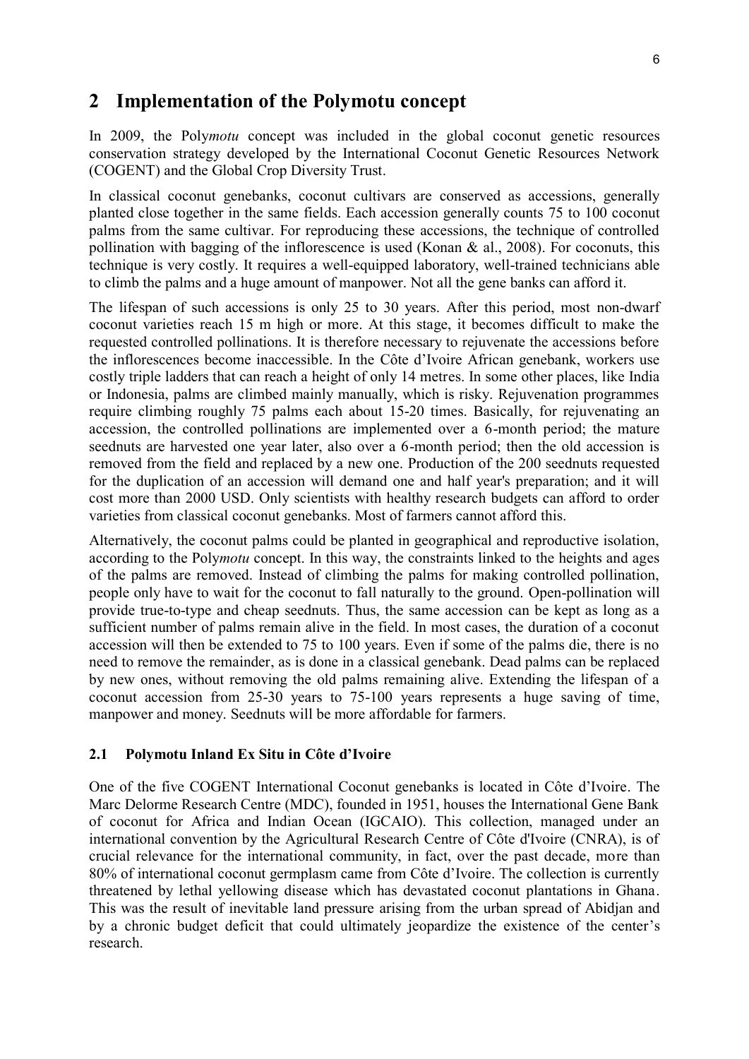# 2 Implementation of the Polymotu concept

In 2009, the Poly*motu* concept was included in the global coconut genetic resources conservation strategy developed by the International Coconut Genetic Resources Network (COGENT) and the Global Crop Diversity Trust.

In classical coconut genebanks, coconut cultivars are conserved as accessions, generally planted close together in the same fields. Each accession generally counts 75 to 100 coconut palms from the same cultivar. For reproducing these accessions, the technique of controlled pollination with bagging of the inflorescence is used (Konan & al., 2008). For coconuts, this technique is very costly. It requires a well-equipped laboratory, well-trained technicians able to climb the palms and a huge amount of manpower. Not all the gene banks can afford it.

The lifespan of such accessions is only 25 to 30 years. After this period, most non-dwarf coconut varieties reach 15 m high or more. At this stage, it becomes difficult to make the requested controlled pollinations. It is therefore necessary to rejuvenate the accessions before the inflorescences become inaccessible. In the Côte d'Ivoire African genebank, workers use costly triple ladders that can reach a height of only 14 metres. In some other places, like India or Indonesia, palms are climbed mainly manually, which is risky. Rejuvenation programmes require climbing roughly 75 palms each about 15-20 times. Basically, for rejuvenating an accession, the controlled pollinations are implemented over a 6-month period; the mature seednuts are harvested one year later, also over a 6-month period; then the old accession is removed from the field and replaced by a new one. Production of the 200 seednuts requested for the duplication of an accession will demand one and half year's preparation; and it will cost more than 2000 USD. Only scientists with healthy research budgets can afford to order varieties from classical coconut genebanks. Most of farmers cannot afford this.

Alternatively, the coconut palms could be planted in geographical and reproductive isolation, according to the Poly*motu* concept. In this way, the constraints linked to the heights and ages of the palms are removed. Instead of climbing the palms for making controlled pollination, people only have to wait for the coconut to fall naturally to the ground. Open-pollination will provide true-to-type and cheap seednuts. Thus, the same accession can be kept as long as a sufficient number of palms remain alive in the field. In most cases, the duration of a coconut accession will then be extended to 75 to 100 years. Even if some of the palms die, there is no need to remove the remainder, as is done in a classical genebank. Dead palms can be replaced by new ones, without removing the old palms remaining alive. Extending the lifespan of a coconut accession from 25-30 years to 75-100 years represents a huge saving of time, manpower and money. Seednuts will be more affordable for farmers.

## 2.1 Polymotu Inland Ex Situ in Côte d'Ivoire

One of the five COGENT International Coconut genebanks is located in Côte d'Ivoire. The Marc Delorme Research Centre (MDC), founded in 1951, houses the International Gene Bank of coconut for Africa and Indian Ocean (IGCAIO). This collection, managed under an international convention by the Agricultural Research Centre of Côte d'Ivoire (CNRA), is of crucial relevance for the international community, in fact, over the past decade, more than 80% of international coconut germplasm came from Côte d'Ivoire. The collection is currently threatened by lethal yellowing disease which has devastated coconut plantations in Ghana. This was the result of inevitable land pressure arising from the urban spread of Abidjan and by a chronic budget deficit that could ultimately jeopardize the existence of the center's research.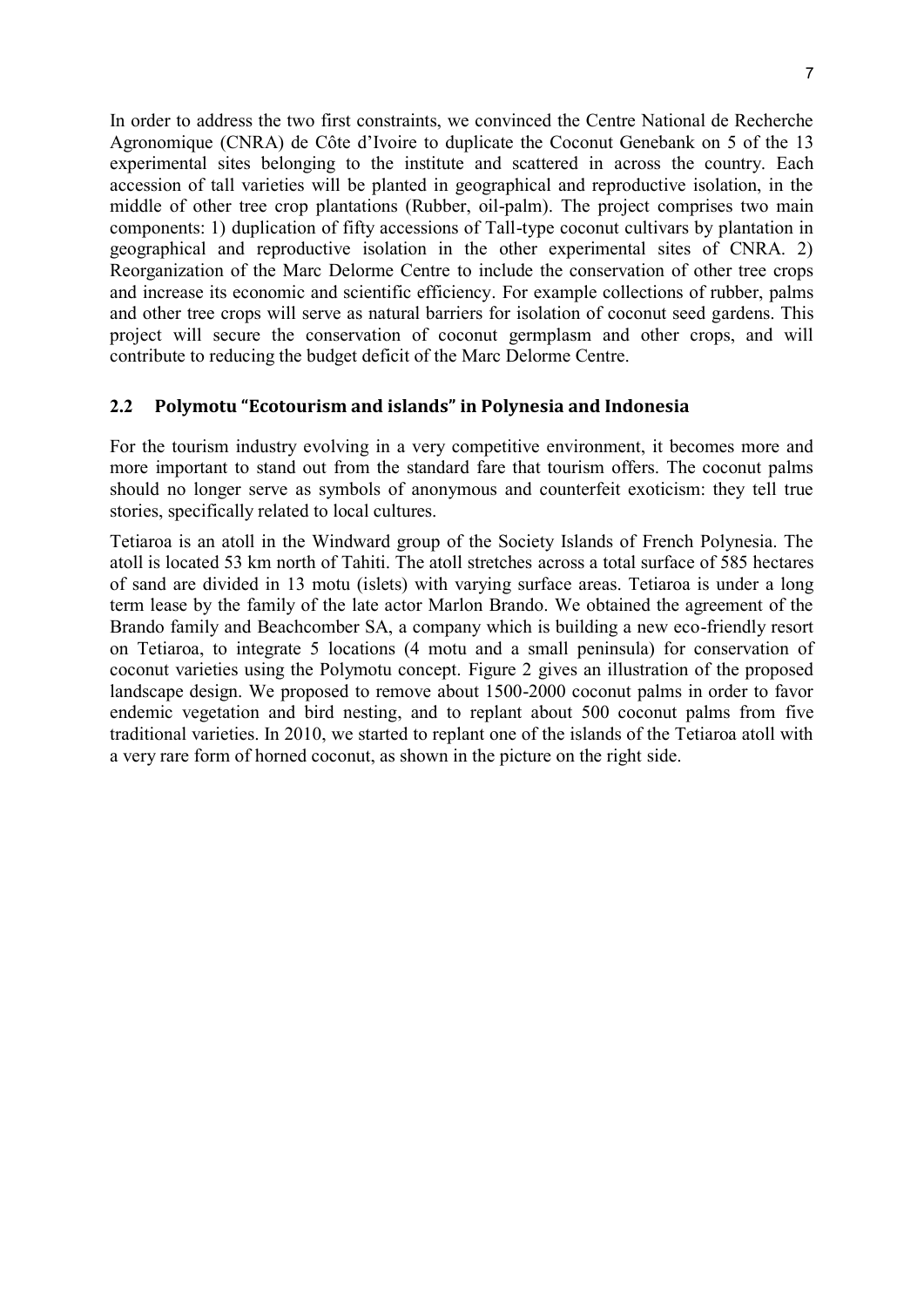In order to address the two first constraints, we convinced the Centre National de Recherche Agronomique (CNRA) de Côte d'Ivoire to duplicate the Coconut Genebank on 5 of the 13 experimental sites belonging to the institute and scattered in across the country. Each accession of tall varieties will be planted in geographical and reproductive isolation, in the middle of other tree crop plantations (Rubber, oil-palm). The project comprises two main components: 1) duplication of fifty accessions of Tall-type coconut cultivars by plantation in geographical and reproductive isolation in the other experimental sites of CNRA. 2) Reorganization of the Marc Delorme Centre to include the conservation of other tree crops and increase its economic and scientific efficiency. For example collections of rubber, palms and other tree crops will serve as natural barriers for isolation of coconut seed gardens. This project will secure the conservation of coconut germplasm and other crops, and will contribute to reducing the budget deficit of the Marc Delorme Centre.

## 2.2 Polymotu "Ecotourism and islands" in Polynesia and Indonesia

For the tourism industry evolving in a very competitive environment, it becomes more and more important to stand out from the standard fare that tourism offers. The coconut palms should no longer serve as symbols of anonymous and counterfeit exoticism: they tell true stories, specifically related to local cultures.

Tetiaroa is an atoll in the Windward group of the Society Islands of French Polynesia. The atoll is located 53 km north of Tahiti. The atoll stretches across a total surface of 585 hectares of sand are divided in 13 motu (islets) with varying surface areas. Tetiaroa is under a long term lease by the family of the late actor Marlon Brando. We obtained the agreement of the Brando family and Beachcomber SA, a company which is building a new eco-friendly resort on Tetiaroa, to integrate 5 locations (4 motu and a small peninsula) for conservation of coconut varieties using the Polymotu concept. Figure 2 gives an illustration of the proposed landscape design. We proposed to remove about 1500-2000 coconut palms in order to favor endemic vegetation and bird nesting, and to replant about 500 coconut palms from five traditional varieties. In 2010, we started to replant one of the islands of the Tetiaroa atoll with a very rare form of horned coconut, as shown in the picture on the right side.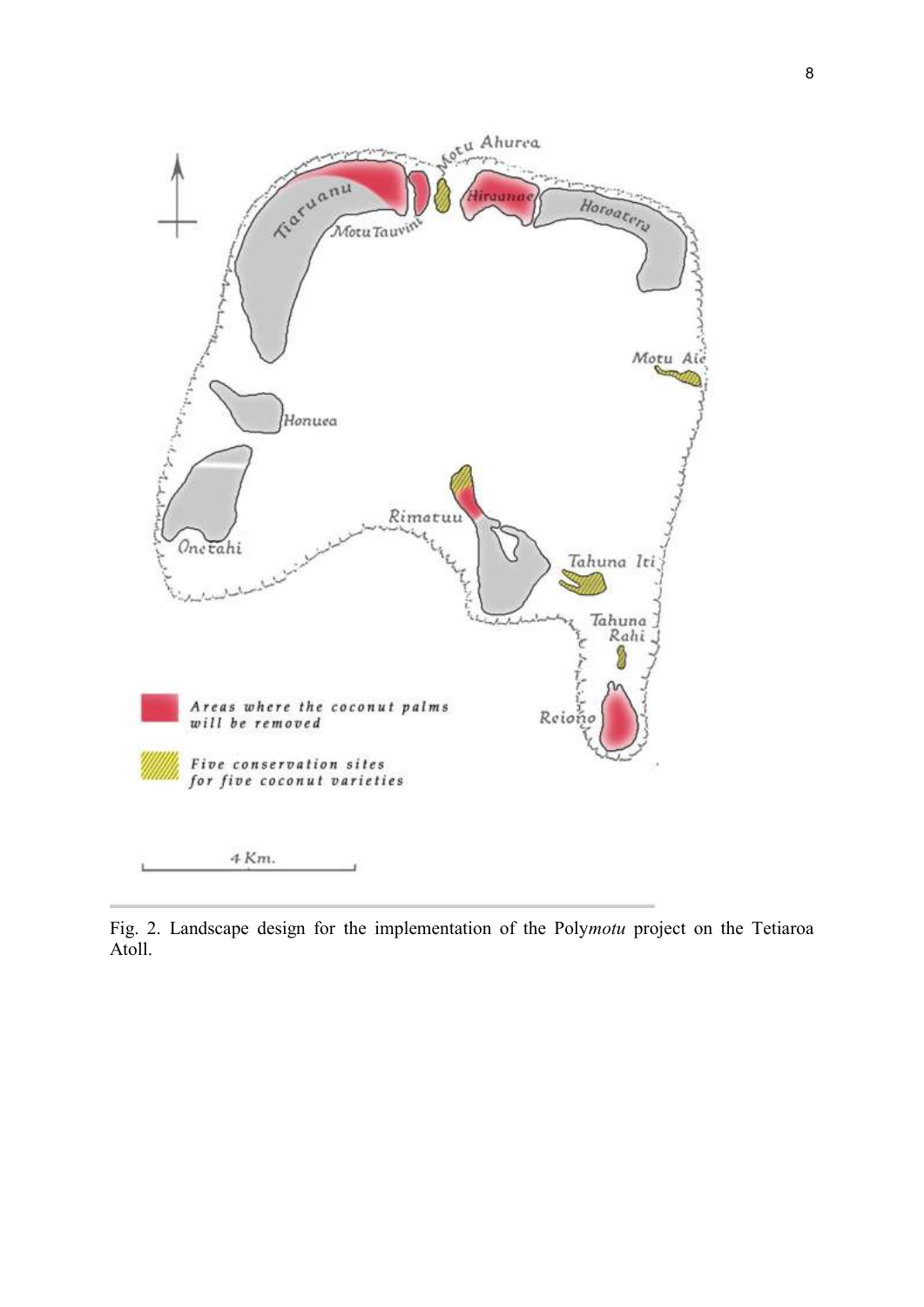Fig. 2. Landscape design for the implementation of the Poly*motu* project on the Tetiaroa Atoll.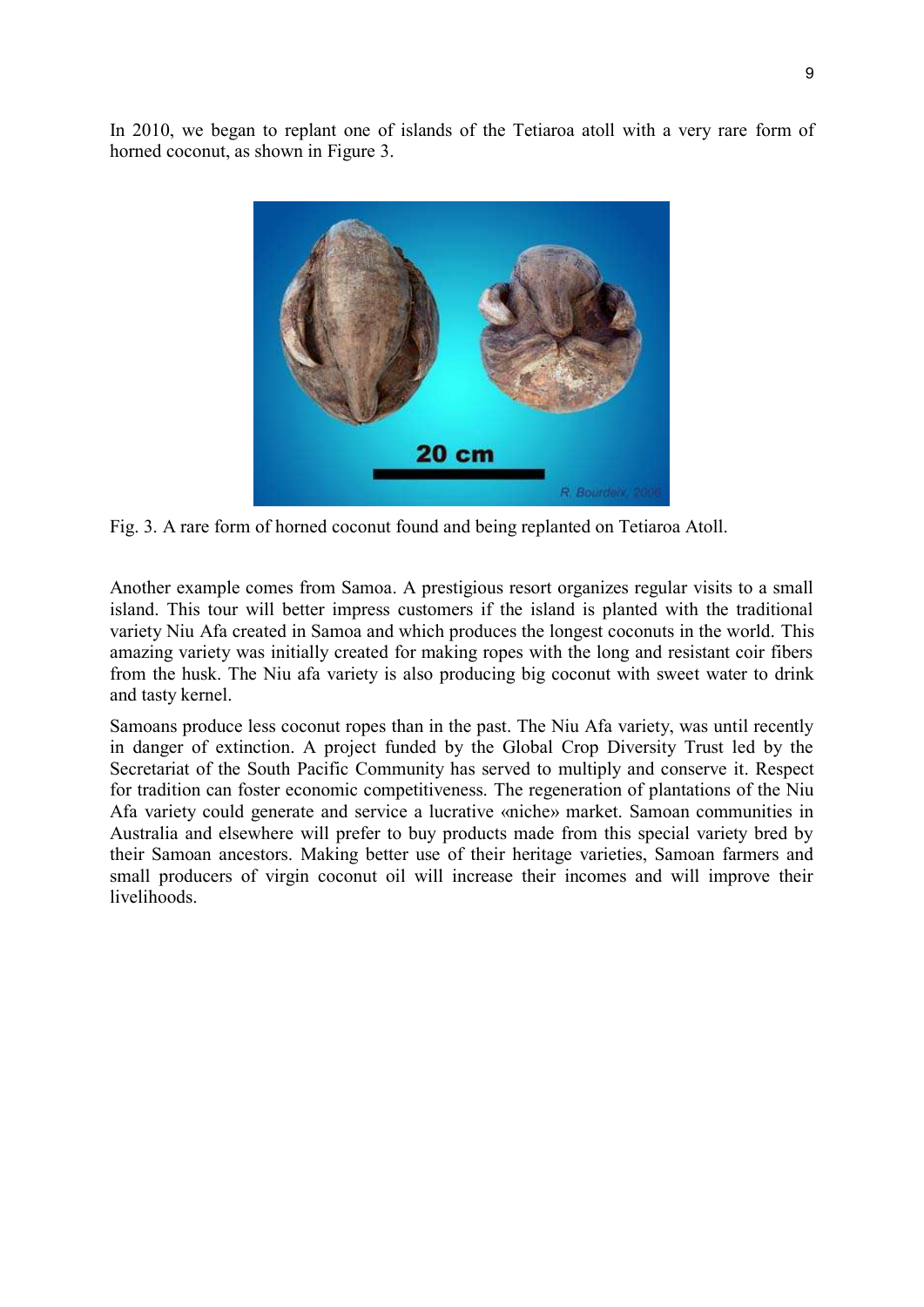In 2010, we began to replant one of islands of the Tetiaroa atoll with a very rare form of horned coconut, as shown in Figure 3.

Fig. 3. A rare form of horned coconut found and being replanted on Tetiaroa Atoll.

Another example comes from Samoa. A prestigious resort organizes regular visits to a small island. This tour will better impress customers if the island is planted with the traditional variety Niu Afa created in Samoa and which produces the longest coconuts in the world. This amazing variety was initially created for making ropes with the long and resistant coir fibers from the husk. The Niu afa variety is also producing big coconut with sweet water to drink and tasty kernel.

Samoans produce less coconut ropes than in the past. The Niu Afa variety, was until recently in danger of extinction. A project funded by the Global Crop Diversity Trust led by the Secretariat of the South Pacific Community has served to multiply and conserve it. Respect for tradition can foster economic competitiveness. The regeneration of plantations of the Niu Afa variety could generate and service a lucrative «niche» market. Samoan communities in Australia and elsewhere will prefer to buy products made from this special variety bred by their Samoan ancestors. Making better use of their heritage varieties, Samoan farmers and small producers of virgin coconut oil will increase their incomes and will improve their livelihoods.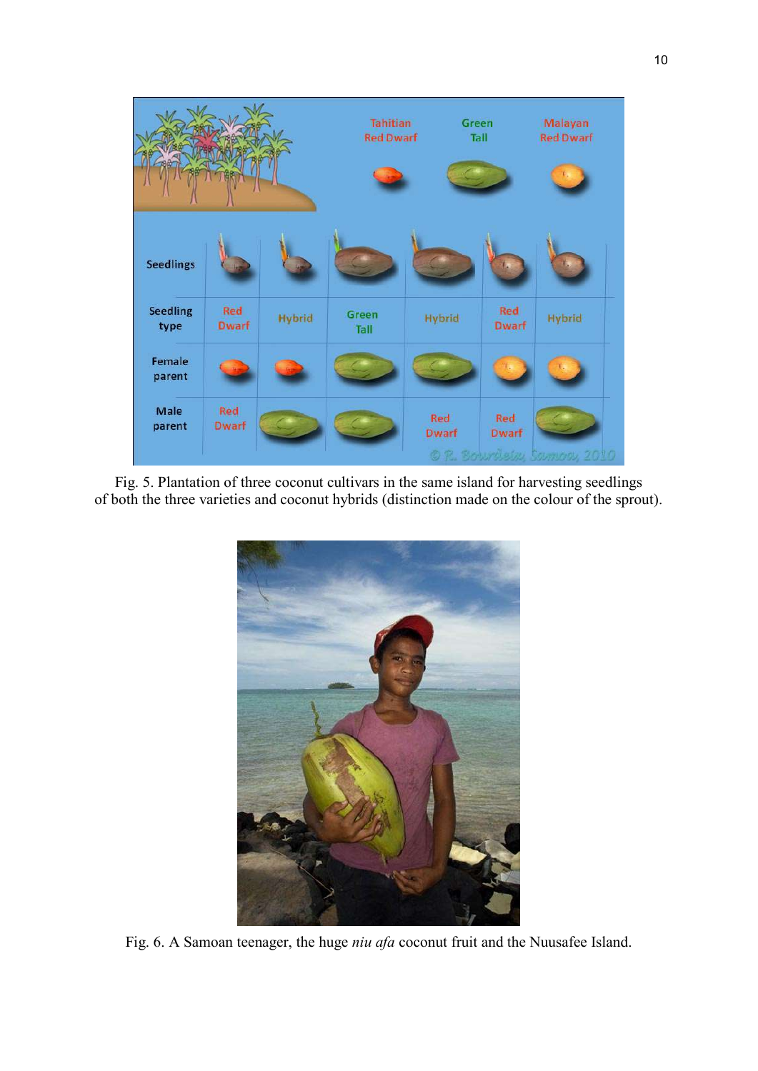Fig. 5. Plantation of three coconut cultivars in the same island for harvesting seedlings of both the three varieties and coconut hybrids (distinction made on the colour of the sprout).

Fig. 6. A Samoan teenager, the huge *niu afa* coconut fruit and the Nuusafee Island.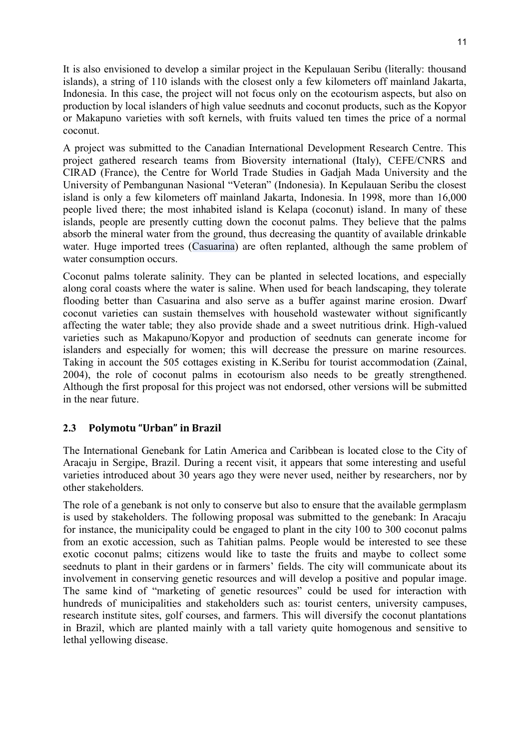It is also envisioned to develop a similar project in the Kepulauan Seribu (literally: thousand islands), a string of 110 islands with the closest only a few kilometers off mainland Jakarta, Indonesia. In this case, the project will not focus only on the ecotourism aspects, but also on production by local islanders of high value seednuts and coconut products, such as the Kopyor or Makapuno varieties with soft kernels, with fruits valued ten times the price of a normal coconut.

A project was submitted to the Canadian International Development Research Centre. This project gathered research teams from Bioversity international (Italy), CEFE/CNRS and CIRAD (France), the Centre for World Trade Studies in Gadjah Mada University and the University of Pembangunan Nasional "Veteran" (Indonesia). In Kepulauan Seribu the closest island is only a few kilometers off mainland Jakarta, Indonesia. In 1998, more than 16,000 people lived there; the most inhabited island is Kelapa (coconut) island. In many of these islands, people are presently cutting down the coconut palms. They believe that the palms absorb the mineral water from the ground, thus decreasing the quantity of available drinkable water. Huge imported trees (Casuarina) are often replanted, although the same problem of water consumption occurs.

Coconut palms tolerate salinity. They can be planted in selected locations, and especially along coral coasts where the water is saline. When used for beach landscaping, they tolerate flooding better than Casuarina and also serve as a buffer against marine erosion. Dwarf coconut varieties can sustain themselves with household wastewater without significantly affecting the water table; they also provide shade and a sweet nutritious drink. High-valued varieties such as Makapuno/Kopyor and production of seednuts can generate income for islanders and especially for women; this will decrease the pressure on marine resources. Taking in account the 505 cottages existing in K.Seribu for tourist accommodation (Zainal, 2004), the role of coconut palms in ecotourism also needs to be greatly strengthened. Although the first proposal for this project was not endorsed, other versions will be submitted in the near future.

## 2.3 Polymotu "Urban" in Brazil

The International Genebank for Latin America and Caribbean is located close to the City of Aracaju in Sergipe, Brazil. During a recent visit, it appears that some interesting and useful varieties introduced about 30 years ago they were never used, neither by researchers, nor by other stakeholders.

The role of a genebank is not only to conserve but also to ensure that the available germplasm is used by stakeholders. The following proposal was submitted to the genebank: In Aracaju for instance, the municipality could be engaged to plant in the city 100 to 300 coconut palms from an exotic accession, such as Tahitian palms. People would be interested to see these exotic coconut palms; citizens would like to taste the fruits and maybe to collect some seednuts to plant in their gardens or in farmers' fields. The city will communicate about its involvement in conserving genetic resources and will develop a positive and popular image. The same kind of "marketing of genetic resources" could be used for interaction with hundreds of municipalities and stakeholders such as: tourist centers, university campuses, research institute sites, golf courses, and farmers. This will diversify the coconut plantations in Brazil, which are planted mainly with a tall variety quite homogenous and sensitive to lethal yellowing disease.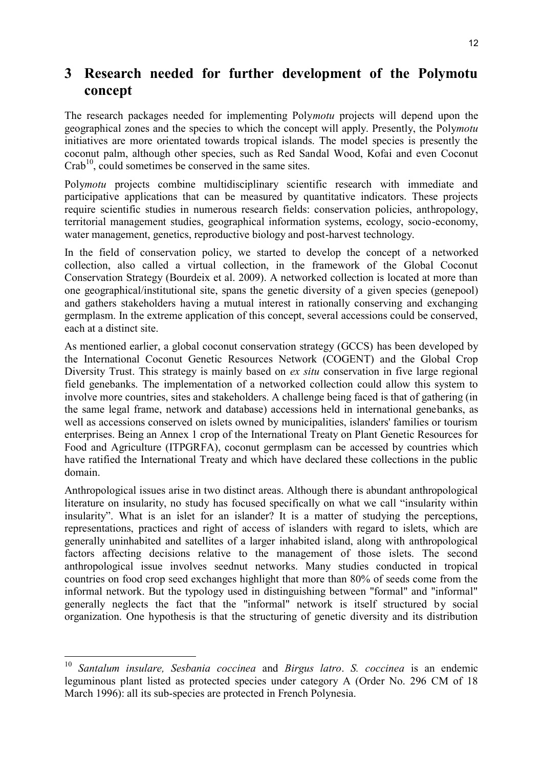# 3 Research needed for further development of the Polymotu concept

The research packages needed for implementing Poly*motu* projects will depend upon the geographical zones and the species to which the concept will apply. Presently, the Poly*motu* initiatives are more orientated towards tropical islands. The model species is presently the coconut palm, although other species, such as Red Sandal Wood, Kofai and even Coconut Crab[10], could sometimes be conserved in the same sites.

Poly*motu* projects combine multidisciplinary scientific research with immediate and participative applications that can be measured by quantitative indicators. These projects require scientific studies in numerous research fields: conservation policies, anthropology, territorial management studies, geographical information systems, ecology, socio-economy, water management, genetics, reproductive biology and post-harvest technology.

In the field of conservation policy, we started to develop the concept of a networked collection, also called a virtual collection, in the framework of the Global Coconut Conservation Strategy (Bourdeix et al. 2009). A networked collection is located at more than one geographical/institutional site, spans the genetic diversity of a given species (genepool) and gathers stakeholders having a mutual interest in rationally conserving and exchanging germplasm. In the extreme application of this concept, several accessions could be conserved, each at a distinct site.

As mentioned earlier, a global coconut conservation strategy (GCCS) has been developed by the International Coconut Genetic Resources Network (COGENT) and the Global Crop Diversity Trust. This strategy is mainly based on *ex situ* conservation in five large regional field genebanks. The implementation of a networked collection could allow this system to involve more countries, sites and stakeholders. A challenge being faced is that of gathering (in the same legal frame, network and database) accessions held in international genebanks, as well as accessions conserved on islets owned by municipalities, islanders' families or tourism enterprises. Being an Annex 1 crop of the International Treaty on Plant Genetic Resources for Food and Agriculture (ITPGRFA), coconut germplasm can be accessed by countries which have ratified the International Treaty and which have declared these collections in the public domain.

Anthropological issues arise in two distinct areas. Although there is abundant anthropological literature on insularity, no study has focused specifically on what we call "insularity within insularity". What is an islet for an islander? It is a matter of studying the perceptions, representations, practices and right of access of islanders with regard to islets, which are generally uninhabited and satellites of a larger inhabited island, along with anthropological factors affecting decisions relative to the management of those islets. The second anthropological issue involves seednut networks. Many studies conducted in tropical countries on food crop seed exchanges highlight that more than 80% of seeds come from the informal network. But the typology used in distinguishing between "formal" and "informal" generally neglects the fact that the "informal" network is itself structured by social organization. One hypothesis is that the structuring of genetic diversity and its distribution

---

[10] *Santalum insulare, Sesbania coccinea* and *Birgus latro*. *S. coccinea* is an endemic leguminous plant listed as protected species under category A (Order No. 296 CM of 18 March 1996): all its sub-species are protected in French Polynesia.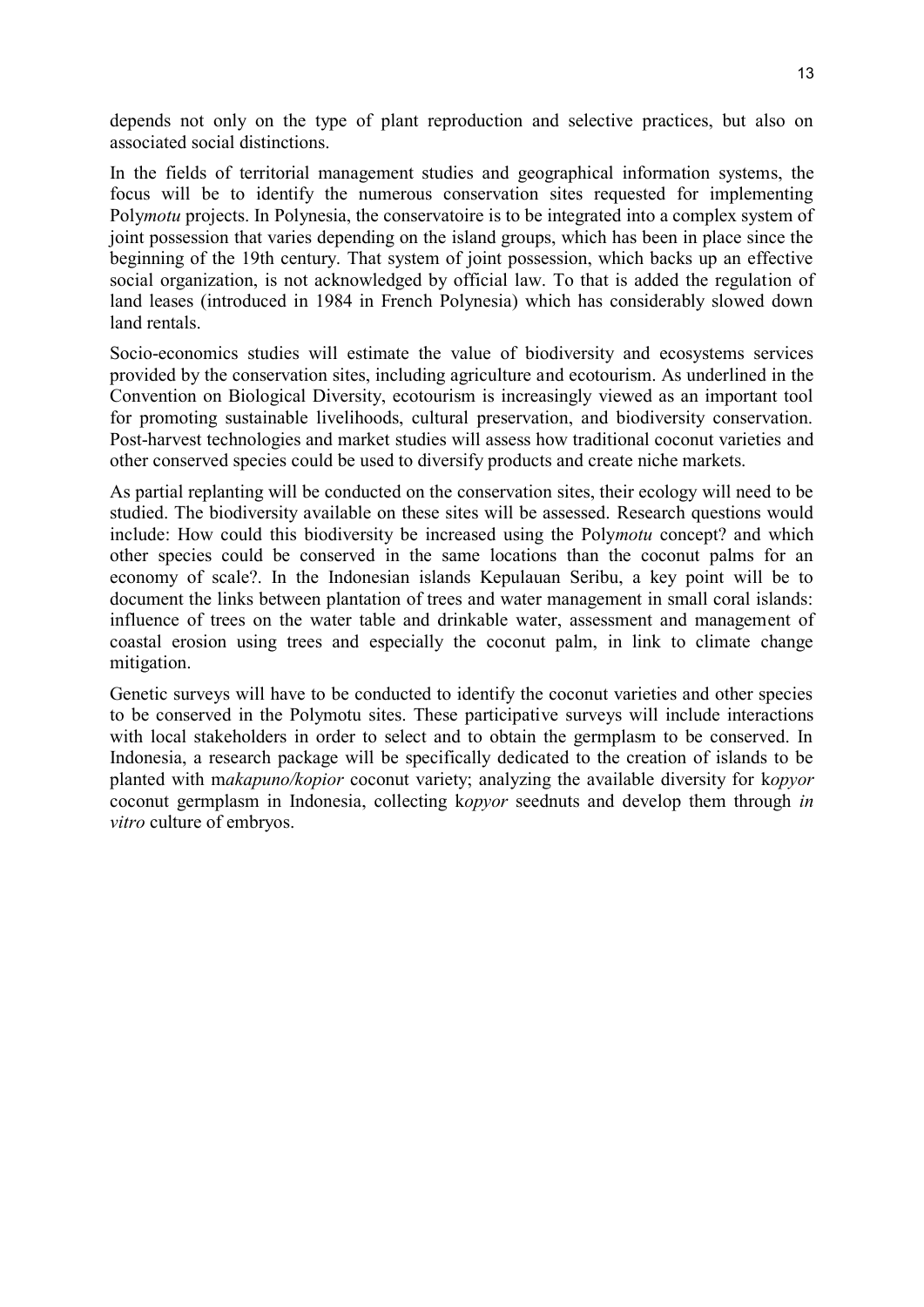depends not only on the type of plant reproduction and selective practices, but also on associated social distinctions.

In the fields of territorial management studies and geographical information systems, the focus will be to identify the numerous conservation sites requested for implementing Poly*motu* projects. In Polynesia, the conservatoire is to be integrated into a complex system of joint possession that varies depending on the island groups, which has been in place since the beginning of the 19th century. That system of joint possession, which backs up an effective social organization, is not acknowledged by official law. To that is added the regulation of land leases (introduced in 1984 in French Polynesia) which has considerably slowed down land rentals.

Socio-economics studies will estimate the value of biodiversity and ecosystems services provided by the conservation sites, including agriculture and ecotourism. As underlined in the Convention on Biological Diversity, ecotourism is increasingly viewed as an important tool for promoting sustainable livelihoods, cultural preservation, and biodiversity conservation. Post-harvest technologies and market studies will assess how traditional coconut varieties and other conserved species could be used to diversify products and create niche markets.

As partial replanting will be conducted on the conservation sites, their ecology will need to be studied. The biodiversity available on these sites will be assessed. Research questions would include: How could this biodiversity be increased using the Poly*motu* concept? and which other species could be conserved in the same locations than the coconut palms for an economy of scale?. In the Indonesian islands Kepulauan Seribu, a key point will be to document the links between plantation of trees and water management in small coral islands: influence of trees on the water table and drinkable water, assessment and management of coastal erosion using trees and especially the coconut palm, in link to climate change mitigation.

Genetic surveys will have to be conducted to identify the coconut varieties and other species to be conserved in the Polymotu sites. These participative surveys will include interactions with local stakeholders in order to select and to obtain the germplasm to be conserved. In Indonesia, a research package will be specifically dedicated to the creation of islands to be planted with m*akapuno/kopior* coconut variety; analyzing the available diversity for k*opyor* coconut germplasm in Indonesia, collecting k*opyor* seednuts and develop them through *in vitro* culture of embryos.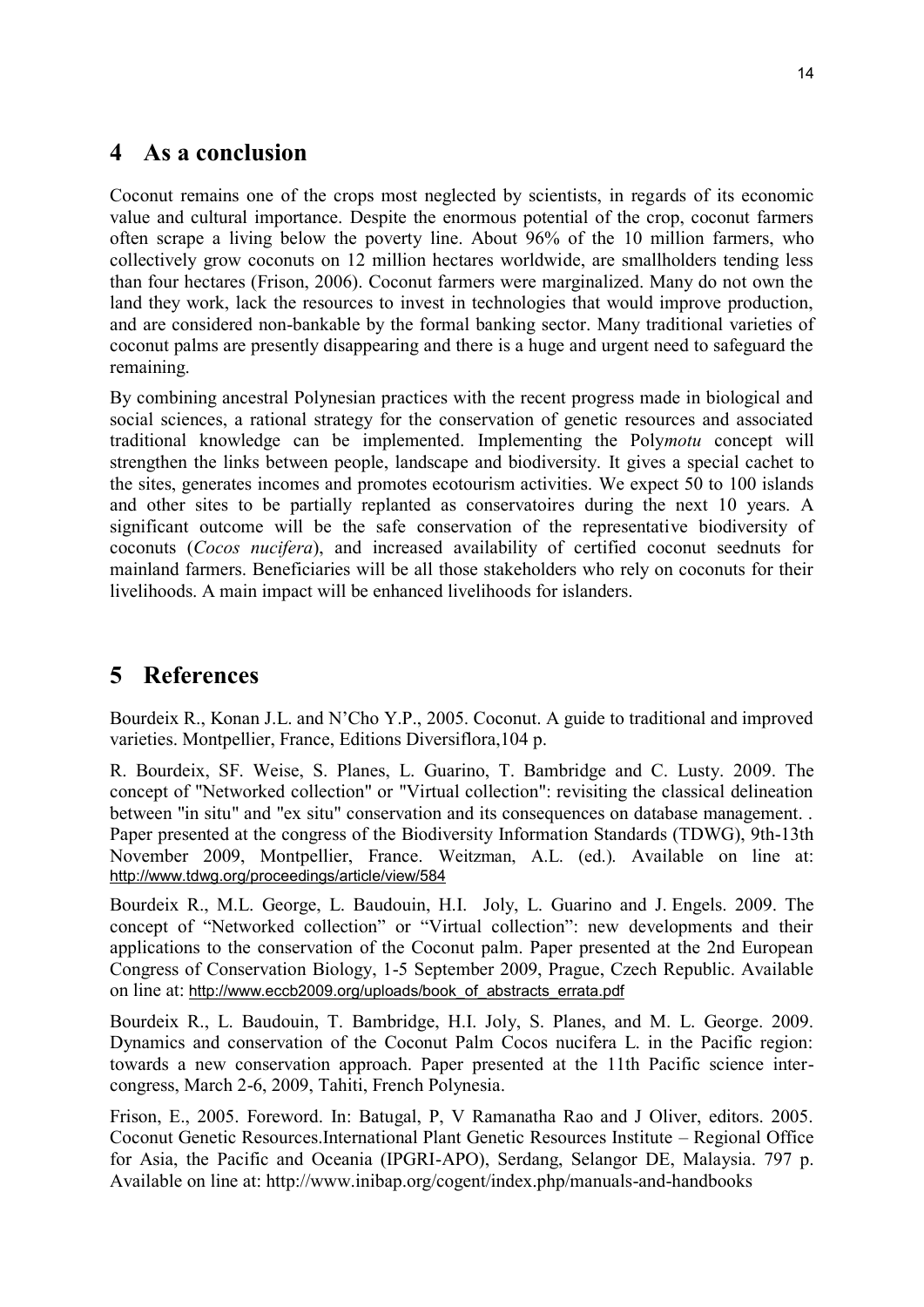# 4 As a conclusion

Coconut remains one of the crops most neglected by scientists, in regards of its economic value and cultural importance. Despite the enormous potential of the crop, coconut farmers often scrape a living below the poverty line. About 96% of the 10 million farmers, who collectively grow coconuts on 12 million hectares worldwide, are smallholders tending less than four hectares (Frison, 2006). Coconut farmers were marginalized. Many do not own the land they work, lack the resources to invest in technologies that would improve production, and are considered non-bankable by the formal banking sector. Many traditional varieties of coconut palms are presently disappearing and there is a huge and urgent need to safeguard the remaining.

By combining ancestral Polynesian practices with the recent progress made in biological and social sciences, a rational strategy for the conservation of genetic resources and associated traditional knowledge can be implemented. Implementing the Poly*motu* concept will strengthen the links between people, landscape and biodiversity. It gives a special cachet to the sites, generates incomes and promotes ecotourism activities. We expect 50 to 100 islands and other sites to be partially replanted as conservatoires during the next 10 years. A significant outcome will be the safe conservation of the representative biodiversity of coconuts (*Cocos nucifera*), and increased availability of certified coconut seednuts for mainland farmers. Beneficiaries will be all those stakeholders who rely on coconuts for their livelihoods. A main impact will be enhanced livelihoods for islanders.

# 5 References

Bourdeix R., Konan J.L. and N'Cho Y.P., 2005. Coconut. A guide to traditional and improved varieties. Montpellier, France, Editions Diversiflora,104 p.

R. Bourdeix, SF. Weise, S. Planes, L. Guarino, T. Bambridge and C. Lusty. 2009. The concept of "Networked collection" or "Virtual collection": revisiting the classical delineation between "in situ" and "ex situ" conservation and its consequences on database management. . Paper presented at the congress of the Biodiversity Information Standards (TDWG), 9th-13th November 2009, Montpellier, France. Weitzman, A.L. (ed.). Available on line at: http://www.tdwg.org/proceedings/article/view/584

Bourdeix R., M.L. George, L. Baudouin, H.I. Joly, L. Guarino and J. Engels. 2009. The concept of "Networked collection" or "Virtual collection": new developments and their applications to the conservation of the Coconut palm. Paper presented at the 2nd European Congress of Conservation Biology, 1-5 September 2009, Prague, Czech Republic. Available on line at: http://www.eccb2009.org/uploads/book_of_abstracts_errata.pdf

Bourdeix R., L. Baudouin, T. Bambridge, H.I. Joly, S. Planes, and M. L. George. 2009. Dynamics and conservation of the Coconut Palm Cocos nucifera L. in the Pacific region: towards a new conservation approach. Paper presented at the 11th Pacific science inter-congress, March 2-6, 2009, Tahiti, French Polynesia.

Frison, E., 2005. Foreword. In: Batugal, P, V Ramanatha Rao and J Oliver, editors. 2005. Coconut Genetic Resources.International Plant Genetic Resources Institute – Regional Office for Asia, the Pacific and Oceania (IPGRI-APO), Serdang, Selangor DE, Malaysia. 797 p. Available on line at: http://www.inibap.org/cogent/index.php/manuals-and-handbooks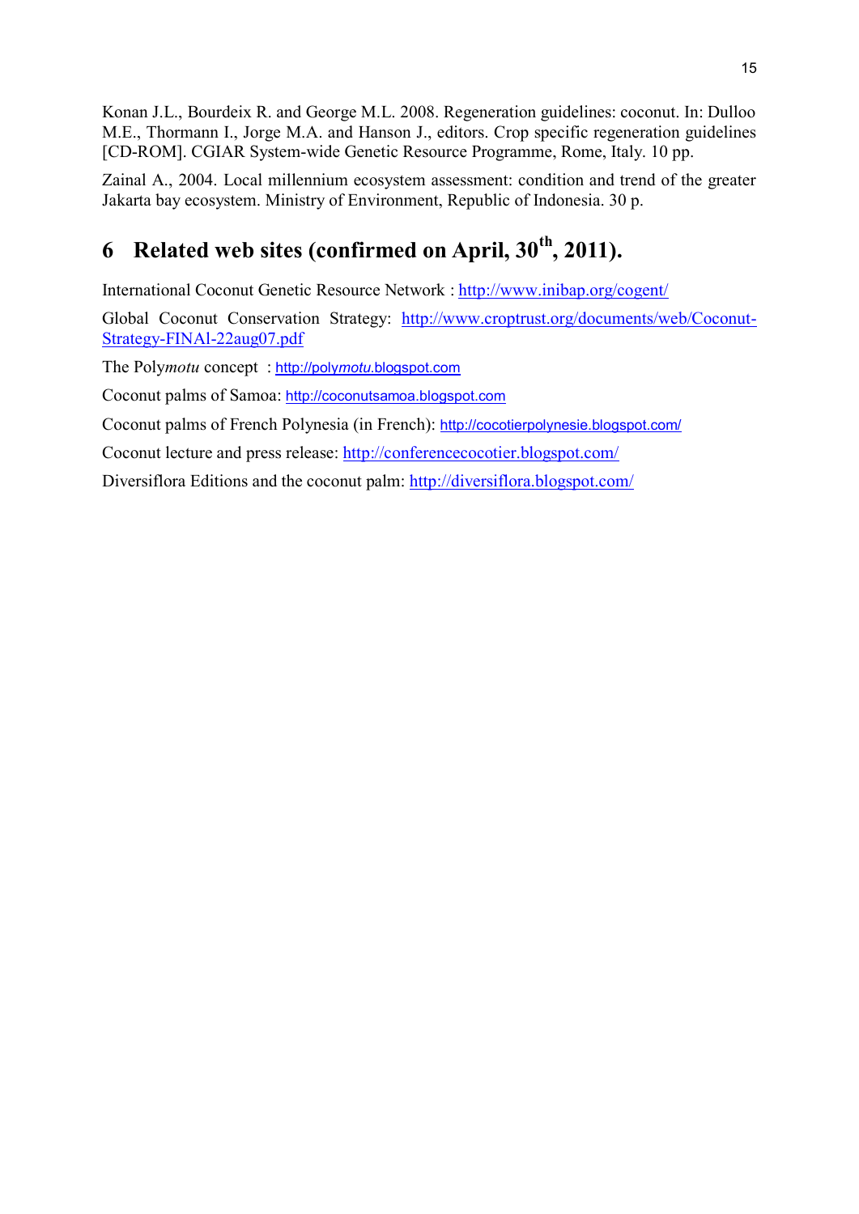Konan J.L., Bourdeix R. and George M.L. 2008. Regeneration guidelines: coconut. In: Dulloo M.E., Thormann I., Jorge M.A. and Hanson J., editors. Crop specific regeneration guidelines [CD-ROM]. CGIAR System-wide Genetic Resource Programme, Rome, Italy. 10 pp.

Zainal A., 2004. Local millennium ecosystem assessment: condition and trend of the greater Jakarta bay ecosystem. Ministry of Environment, Republic of Indonesia. 30 p.

# 6 Related web sites (confirmed on April, 30th, 2011).

International Coconut Genetic Resource Network : http://www.inibap.org/cogent/

Global Coconut Conservation Strategy: http://www.croptrust.org/documents/web/Coconut-Strategy-FINAl-22aug07.pdf

The Poly*motu* concept : http://poly*motu*.blogspot.com

Coconut palms of Samoa: http://coconutsamoa.blogspot.com

Coconut palms of French Polynesia (in French): http://cocotierpolynesie.blogspot.com/

Coconut lecture and press release: http://conferencecocotier.blogspot.com/

Diversiflora Editions and the coconut palm: http://diversiflora.blogspot.com/